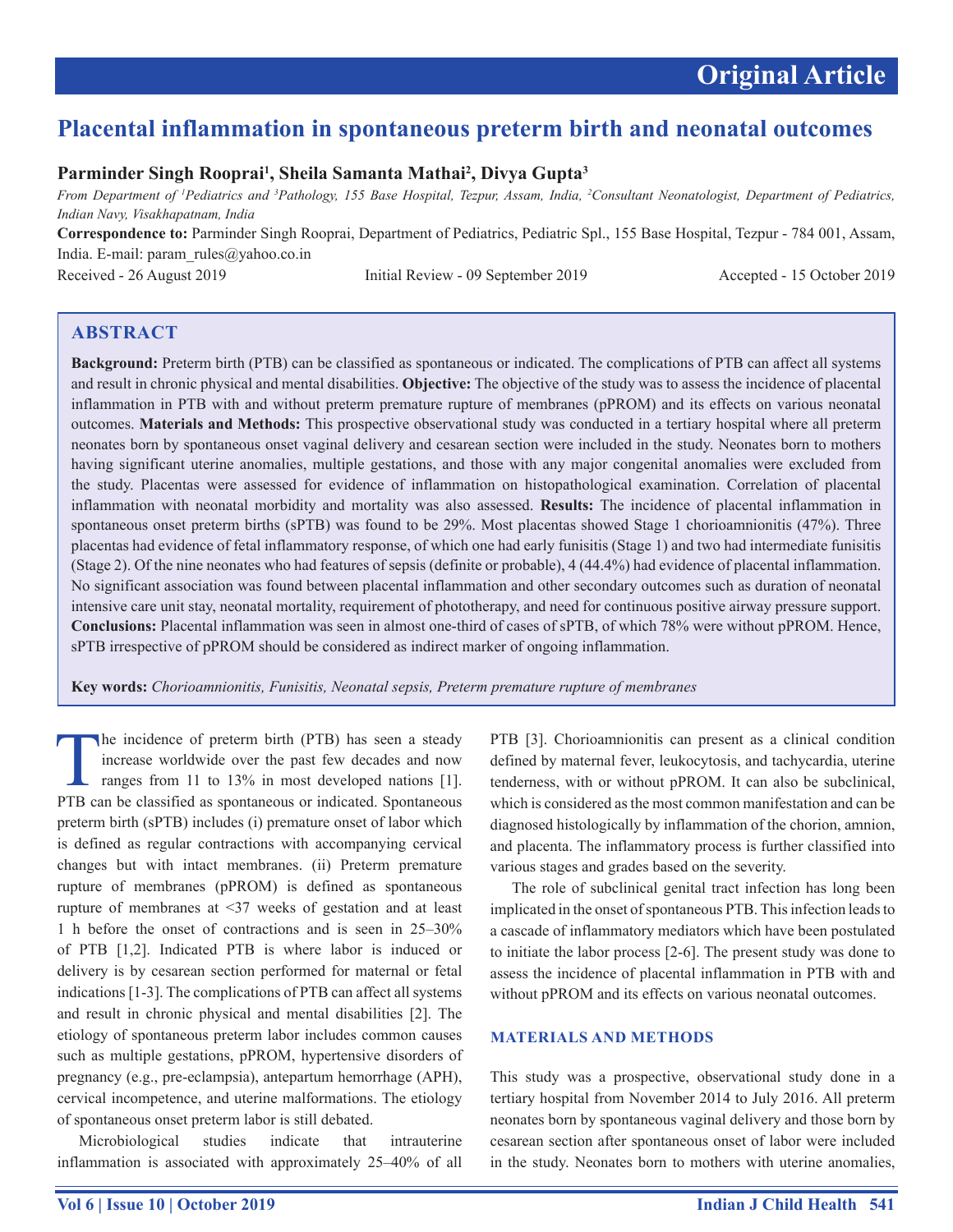Original Article

# Placental inflammation in spontaneous preterm birth and neonatal outcomes

**Parminder Singh Rooprai[1], Sheila Samanta Mathai[2], Divya Gupta[3]**

*From Department of [1]Pediatrics and [3]Pathology, 155 Base Hospital, Tezpur, Assam, India, [2]Consultant Neonatologist, Department of Pediatrics, Indian Navy, Visakhapatnam, India*

**Correspondence to:** Parminder Singh Rooprai, Department of Pediatrics, Pediatric Spl., 155 Base Hospital, Tezpur - 784 001, Assam, India. E-mail: param_rules@yahoo.co.in

Received - 26 August 2019 Initial Review - 09 September 2019 Accepted - 15 October 2019

## ABSTRACT

**Background:** Preterm birth (PTB) can be classified as spontaneous or indicated. The complications of PTB can affect all systems and result in chronic physical and mental disabilities. **Objective:** The objective of the study was to assess the incidence of placental inflammation in PTB with and without preterm premature rupture of membranes (pPROM) and its effects on various neonatal outcomes. **Materials and Methods:** This prospective observational study was conducted in a tertiary hospital where all preterm neonates born by spontaneous onset vaginal delivery and cesarean section were included in the study. Neonates born to mothers having significant uterine anomalies, multiple gestations, and those with any major congenital anomalies were excluded from the study. Placentas were assessed for evidence of inflammation on histopathological examination. Correlation of placental inflammation with neonatal morbidity and mortality was also assessed. **Results:** The incidence of placental inflammation in spontaneous onset preterm births (sPTB) was found to be 29%. Most placentas showed Stage 1 chorioamnionitis (47%). Three placentas had evidence of fetal inflammatory response, of which one had early funisitis (Stage 1) and two had intermediate funisitis (Stage 2). Of the nine neonates who had features of sepsis (definite or probable), 4 (44.4%) had evidence of placental inflammation. No significant association was found between placental inflammation and other secondary outcomes such as duration of neonatal intensive care unit stay, neonatal mortality, requirement of phototherapy, and need for continuous positive airway pressure support. **Conclusions:** Placental inflammation was seen in almost one-third of cases of sPTB, of which 78% were without pPROM. Hence, sPTB irrespective of pPROM should be considered as indirect marker of ongoing inflammation.

**Key words:** *Chorioamnionitis, Funisitis, Neonatal sepsis, Preterm premature rupture of membranes*

The incidence of preterm birth (PTB) has seen a steady increase worldwide over the past few decades and now ranges from 11 to 13% in most developed nations [1]. PTB can be classified as spontaneous or indicated. Spontaneous preterm birth (sPTB) includes (i) premature onset of labor which is defined as regular contractions with accompanying cervical changes but with intact membranes. (ii) Preterm premature rupture of membranes (pPROM) is defined as spontaneous rupture of membranes at <37 weeks of gestation and at least 1 h before the onset of contractions and is seen in 25–30% of PTB [1,2]. Indicated PTB is where labor is induced or delivery is by cesarean section performed for maternal or fetal indications [1-3]. The complications of PTB can affect all systems and result in chronic physical and mental disabilities [2]. The etiology of spontaneous preterm labor includes common causes such as multiple gestations, pPROM, hypertensive disorders of pregnancy (e.g., pre-eclampsia), antepartum hemorrhage (APH), cervical incompetence, and uterine malformations. The etiology of spontaneous onset preterm labor is still debated.

Microbiological studies indicate that intrauterine inflammation is associated with approximately 25–40% of all PTB [3]. Chorioamnionitis can present as a clinical condition defined by maternal fever, leukocytosis, and tachycardia, uterine tenderness, with or without pPROM. It can also be subclinical, which is considered as the most common manifestation and can be diagnosed histologically by inflammation of the chorion, amnion, and placenta. The inflammatory process is further classified into various stages and grades based on the severity.

The role of subclinical genital tract infection has long been implicated in the onset of spontaneous PTB. This infection leads to a cascade of inflammatory mediators which have been postulated to initiate the labor process [2-6]. The present study was done to assess the incidence of placental inflammation in PTB with and without pPROM and its effects on various neonatal outcomes.

## MATERIALS AND METHODS

This study was a prospective, observational study done in a tertiary hospital from November 2014 to July 2016. All preterm neonates born by spontaneous vaginal delivery and those born by cesarean section after spontaneous onset of labor were included in the study. Neonates born to mothers with uterine anomalies,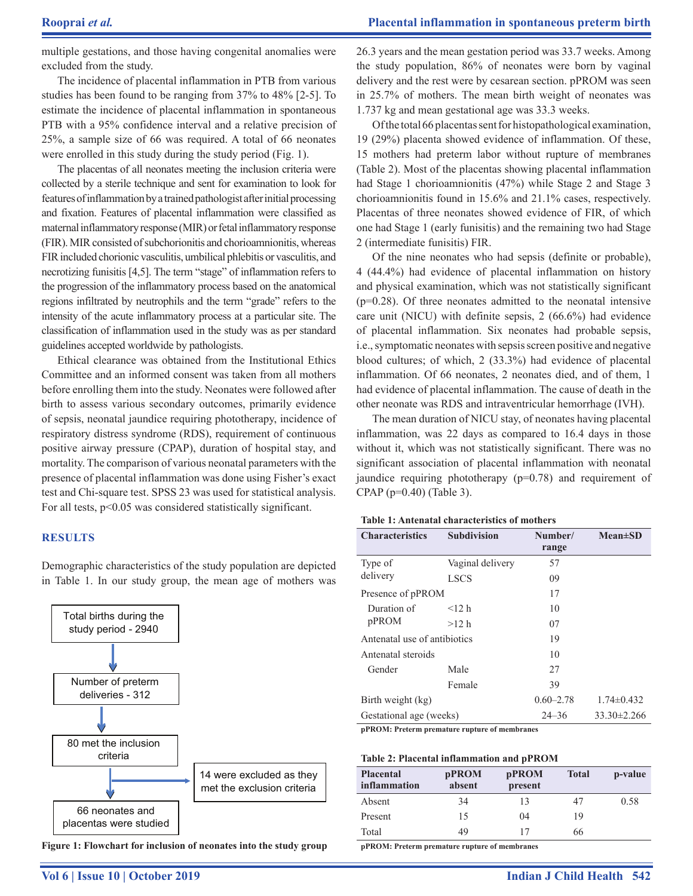multiple gestations, and those having congenital anomalies were excluded from the study.

The incidence of placental inflammation in PTB from various studies has been found to be ranging from 37% to 48% [2-5]. To estimate the incidence of placental inflammation in spontaneous PTB with a 95% confidence interval and a relative precision of 25%, a sample size of 66 was required. A total of 66 neonates were enrolled in this study during the study period (Fig. 1).

The placentas of all neonates meeting the inclusion criteria were collected by a sterile technique and sent for examination to look for features of inflammation by a trained pathologist after initial processing and fixation. Features of placental inflammation were classified as maternal inflammatory response (MIR) or fetal inflammatory response (FIR). MIR consisted of subchorionitis and chorioamnionitis, whereas FIR included chorionic vasculitis, umbilical phlebitis or vasculitis, and necrotizing funisitis [4,5]. The term "stage" of inflammation refers to the progression of the inflammatory process based on the anatomical regions infiltrated by neutrophils and the term "grade" refers to the intensity of the acute inflammatory process at a particular site. The classification of inflammation used in the study was as per standard guidelines accepted worldwide by pathologists.

Ethical clearance was obtained from the Institutional Ethics Committee and an informed consent was taken from all mothers before enrolling them into the study. Neonates were followed after birth to assess various secondary outcomes, primarily evidence of sepsis, neonatal jaundice requiring phototherapy, incidence of respiratory distress syndrome (RDS), requirement of continuous positive airway pressure (CPAP), duration of hospital stay, and mortality. The comparison of various neonatal parameters with the presence of placental inflammation was done using Fisher's exact test and Chi-square test. SPSS 23 was used for statistical analysis. For all tests, $p<0.05$ was considered statistically significant.

## RESULTS

Demographic characteristics of the study population are depicted in Table 1. In our study group, the mean age of mothers was 26.3 years and the mean gestation period was 33.7 weeks. Among the study population, 86% of neonates were born by vaginal delivery and the rest were by cesarean section. pPROM was seen in 25.7% of mothers. The mean birth weight of neonates was 1.737 kg and mean gestational age was 33.3 weeks.

Of the total 66 placentas sent for histopathological examination, 19 (29%) placenta showed evidence of inflammation. Of these, 15 mothers had preterm labor without rupture of membranes (Table 2). Most of the placentas showing placental inflammation had Stage 1 chorioamnionitis (47%) while Stage 2 and Stage 3 chorioamnionitis found in 15.6% and 21.1% cases, respectively. Placentas of three neonates showed evidence of FIR, of which one had Stage 1 (early funisitis) and the remaining two had Stage 2 (intermediate funisitis) FIR.

Of the nine neonates who had sepsis (definite or probable), 4 (44.4%) had evidence of placental inflammation on history and physical examination, which was not statistically significant (p=0.28). Of three neonates admitted to the neonatal intensive care unit (NICU) with definite sepsis, 2 (66.6%) had evidence of placental inflammation. Six neonates had probable sepsis, i.e., symptomatic neonates with sepsis screen positive and negative blood cultures; of which, 2 (33.3%) had evidence of placental inflammation. Of 66 neonates, 2 neonates died, and of them, 1 had evidence of placental inflammation. The cause of death in the other neonate was RDS and intraventricular hemorrhage (IVH).

The mean duration of NICU stay, of neonates having placental inflammation, was 22 days as compared to 16.4 days in those without it, which was not statistically significant. There was no significant association of placental inflammation with neonatal jaundice requiring phototherapy (p=0.78) and requirement of CPAP (p=0.40) (Table 3).

Total births during the study period - 2940
→ Number of preterm deliveries - 312
→ 80 met the inclusion criteria
→ 14 were excluded as they met the exclusion criteria
→ 66 neonates and placentas were studied

**Figure 1: Flowchart for inclusion of neonates into the study group**

**Table 1: Antenatal characteristics of mothers**

| Characteristics | Subdivision | Number/range | Mean±SD |
|---|---|---|---|
| Type of delivery | Vaginal delivery | 57 | |
| | LSCS | 09 | |
| Presence of pPROM | | 17 | |
| Duration of pPROM | <12 h | 10 | |
| | >12 h | 07 | |
| Antenatal use of antibiotics | | 19 | |
| Antenatal steroids | | 10 | |
| Gender | Male | 27 | |
| | Female | 39 | |
| Birth weight (kg) | | 0.60–2.78 | 1.74±0.432 |
| Gestational age (weeks) | | 24–36 | 33.30±2.266 |

pPROM: Preterm premature rupture of membranes

**Table 2: Placental inflammation and pPROM**

| Placental inflammation | pPROM absent | pPROM present | Total | p-value |
|---|---|---|---|---|
| Absent | 34 | 13 | 47 | 0.58 |
| Present | 15 | 04 | 19 | |
| Total | 49 | 17 | 66 | |

pPROM: Preterm premature rupture of membranes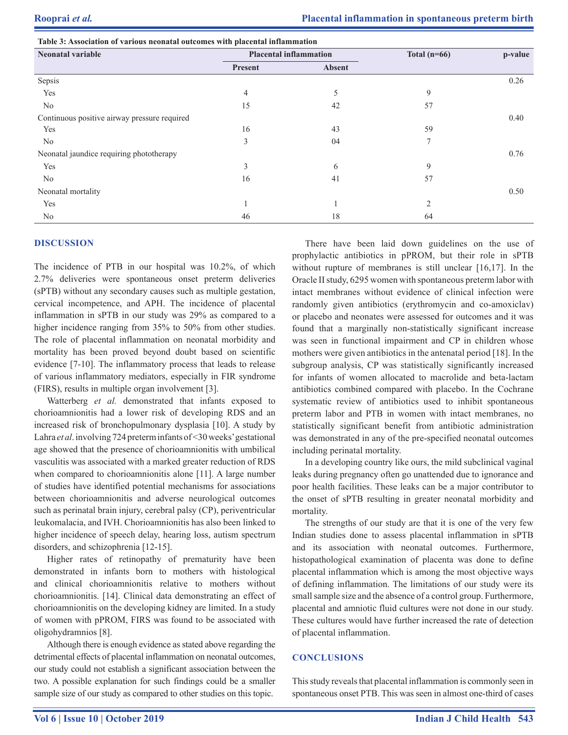**Table 3: Association of various neonatal outcomes with placental inflammation**

| Neonatal variable | Placental inflammation | | Total (n=66) | p-value |
|---|---|---|---|---|
| | Present | Absent | | |
| Sepsis | | | | 0.26 |
| Yes | 4 | 5 | 9 | |
| No | 15 | 42 | 57 | |
| Continuous positive airway pressure required | | | | 0.40 |
| Yes | 16 | 43 | 59 | |
| No | 3 | 04 | 7 | |
| Neonatal jaundice requiring phototherapy | | | | 0.76 |
| Yes | 3 | 6 | 9 | |
| No | 16 | 41 | 57 | |
| Neonatal mortality | | | | 0.50 |
| Yes | 1 | 1 | 2 | |
| No | 46 | 18 | 64 | |

## DISCUSSION

The incidence of PTB in our hospital was 10.2%, of which 2.7% deliveries were spontaneous onset preterm deliveries (sPTB) without any secondary causes such as multiple gestation, cervical incompetence, and APH. The incidence of placental inflammation in sPTB in our study was 29% as compared to a higher incidence ranging from 35% to 50% from other studies. The role of placental inflammation on neonatal morbidity and mortality has been proved beyond doubt based on scientific evidence [7-10]. The inflammatory process that leads to release of various inflammatory mediators, especially in FIR syndrome (FIRS), results in multiple organ involvement [3].

Watterberg *et al.* demonstrated that infants exposed to chorioamnionitis had a lower risk of developing RDS and an increased risk of bronchopulmonary dysplasia [10]. A study by Lahra *et al*. involving 724 preterm infants of <30 weeks' gestational age showed that the presence of chorioamnionitis with umbilical vasculitis was associated with a marked greater reduction of RDS when compared to chorioamnionitis alone [11]. A large number of studies have identified potential mechanisms for associations between chorioamnionitis and adverse neurological outcomes such as perinatal brain injury, cerebral palsy (CP), periventricular leukomalacia, and IVH. Chorioamnionitis has also been linked to higher incidence of speech delay, hearing loss, autism spectrum disorders, and schizophrenia [12-15].

Higher rates of retinopathy of prematurity have been demonstrated in infants born to mothers with histological and clinical chorioamnionitis relative to mothers without chorioamnionitis. [14]. Clinical data demonstrating an effect of chorioamnionitis on the developing kidney are limited. In a study of women with pPROM, FIRS was found to be associated with oligohydramnios [8].

Although there is enough evidence as stated above regarding the detrimental effects of placental inflammation on neonatal outcomes, our study could not establish a significant association between the two. A possible explanation for such findings could be a smaller sample size of our study as compared to other studies on this topic.

There have been laid down guidelines on the use of prophylactic antibiotics in pPROM, but their role in sPTB without rupture of membranes is still unclear [16,17]. In the Oracle II study, 6295 women with spontaneous preterm labor with intact membranes without evidence of clinical infection were randomly given antibiotics (erythromycin and co-amoxiclav) or placebo and neonates were assessed for outcomes and it was found that a marginally non-statistically significant increase was seen in functional impairment and CP in children whose mothers were given antibiotics in the antenatal period [18]. In the subgroup analysis, CP was statistically significantly increased for infants of women allocated to macrolide and beta-lactam antibiotics combined compared with placebo. In the Cochrane systematic review of antibiotics used to inhibit spontaneous preterm labor and PTB in women with intact membranes, no statistically significant benefit from antibiotic administration was demonstrated in any of the pre-specified neonatal outcomes including perinatal mortality.

In a developing country like ours, the mild subclinical vaginal leaks during pregnancy often go unattended due to ignorance and poor health facilities. These leaks can be a major contributor to the onset of sPTB resulting in greater neonatal morbidity and mortality.

The strengths of our study are that it is one of the very few Indian studies done to assess placental inflammation in sPTB and its association with neonatal outcomes. Furthermore, histopathological examination of placenta was done to define placental inflammation which is among the most objective ways of defining inflammation. The limitations of our study were its small sample size and the absence of a control group. Furthermore, placental and amniotic fluid cultures were not done in our study. These cultures would have further increased the rate of detection of placental inflammation.

## CONCLUSIONS

This study reveals that placental inflammation is commonly seen in spontaneous onset PTB. This was seen in almost one-third of cases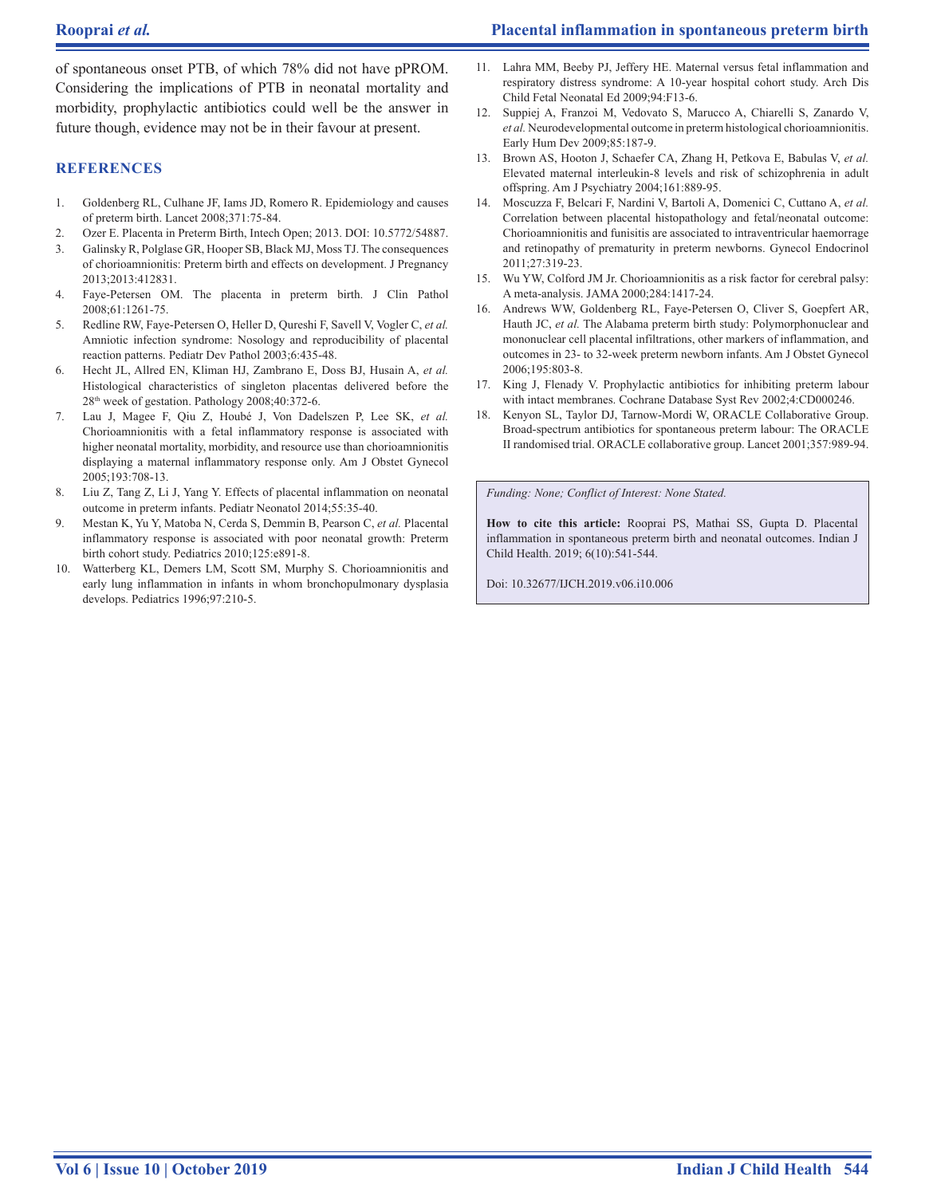of spontaneous onset PTB, of which 78% did not have pPROM. Considering the implications of PTB in neonatal mortality and morbidity, prophylactic antibiotics could well be the answer in future though, evidence may not be in their favour at present.

## REFERENCES

1. Goldenberg RL, Culhane JF, Iams JD, Romero R. Epidemiology and causes of preterm birth. Lancet 2008;371:75-84.
2. Ozer E. Placenta in Preterm Birth, Intech Open; 2013. DOI: 10.5772/54887.
3. Galinsky R, Polglase GR, Hooper SB, Black MJ, Moss TJ. The consequences of chorioamnionitis: Preterm birth and effects on development. J Pregnancy 2013;2013:412831.
4. Faye-Petersen OM. The placenta in preterm birth. J Clin Pathol 2008;61:1261-75.
5. Redline RW, Faye-Petersen O, Heller D, Qureshi F, Savell V, Vogler C, *et al.* Amniotic infection syndrome: Nosology and reproducibility of placental reaction patterns. Pediatr Dev Pathol 2003;6:435-48.
6. Hecht JL, Allred EN, Kliman HJ, Zambrano E, Doss BJ, Husain A, *et al.* Histological characteristics of singleton placentas delivered before the 28th week of gestation. Pathology 2008;40:372-6.
7. Lau J, Magee F, Qiu Z, Houbé J, Von Dadelszen P, Lee SK, *et al.* Chorioamnionitis with a fetal inflammatory response is associated with higher neonatal mortality, morbidity, and resource use than chorioamnionitis displaying a maternal inflammatory response only. Am J Obstet Gynecol 2005;193:708-13.
8. Liu Z, Tang Z, Li J, Yang Y. Effects of placental inflammation on neonatal outcome in preterm infants. Pediatr Neonatol 2014;55:35-40.
9. Mestan K, Yu Y, Matoba N, Cerda S, Demmin B, Pearson C, *et al.* Placental inflammatory response is associated with poor neonatal growth: Preterm birth cohort study. Pediatrics 2010;125:e891-8.
10. Watterberg KL, Demers LM, Scott SM, Murphy S. Chorioamnionitis and early lung inflammation in infants in whom bronchopulmonary dysplasia develops. Pediatrics 1996;97:210-5.
11. Lahra MM, Beeby PJ, Jeffery HE. Maternal versus fetal inflammation and respiratory distress syndrome: A 10-year hospital cohort study. Arch Dis Child Fetal Neonatal Ed 2009;94:F13-6.
12. Suppiej A, Franzoi M, Vedovato S, Marucco A, Chiarelli S, Zanardo V, *et al.* Neurodevelopmental outcome in preterm histological chorioamnionitis. Early Hum Dev 2009;85:187-9.
13. Brown AS, Hooton J, Schaefer CA, Zhang H, Petkova E, Babulas V, *et al.* Elevated maternal interleukin-8 levels and risk of schizophrenia in adult offspring. Am J Psychiatry 2004;161:889-95.
14. Moscuzza F, Belcari F, Nardini V, Bartoli A, Domenici C, Cuttano A, *et al.* Correlation between placental histopathology and fetal/neonatal outcome: Chorioamnionitis and funisitis are associated to intraventricular haemorrage and retinopathy of prematurity in preterm newborns. Gynecol Endocrinol 2011;27:319-23.
15. Wu YW, Colford JM Jr. Chorioamnionitis as a risk factor for cerebral palsy: A meta-analysis. JAMA 2000;284:1417-24.
16. Andrews WW, Goldenberg RL, Faye-Petersen O, Cliver S, Goepfert AR, Hauth JC, *et al.* The Alabama preterm birth study: Polymorphonuclear and mononuclear cell placental infiltrations, other markers of inflammation, and outcomes in 23- to 32-week preterm newborn infants. Am J Obstet Gynecol 2006;195:803-8.
17. King J, Flenady V. Prophylactic antibiotics for inhibiting preterm labour with intact membranes. Cochrane Database Syst Rev 2002;4:CD000246.
18. Kenyon SL, Taylor DJ, Tarnow-Mordi W, ORACLE Collaborative Group. Broad-spectrum antibiotics for spontaneous preterm labour: The ORACLE II randomised trial. ORACLE collaborative group. Lancet 2001;357:989-94.

*Funding: None; Conflict of Interest: None Stated.*

**How to cite this article:** Rooprai PS, Mathai SS, Gupta D. Placental inflammation in spontaneous preterm birth and neonatal outcomes. Indian J Child Health. 2019; 6(10):541-544.

Doi: 10.32677/IJCH.2019.v06.i10.006